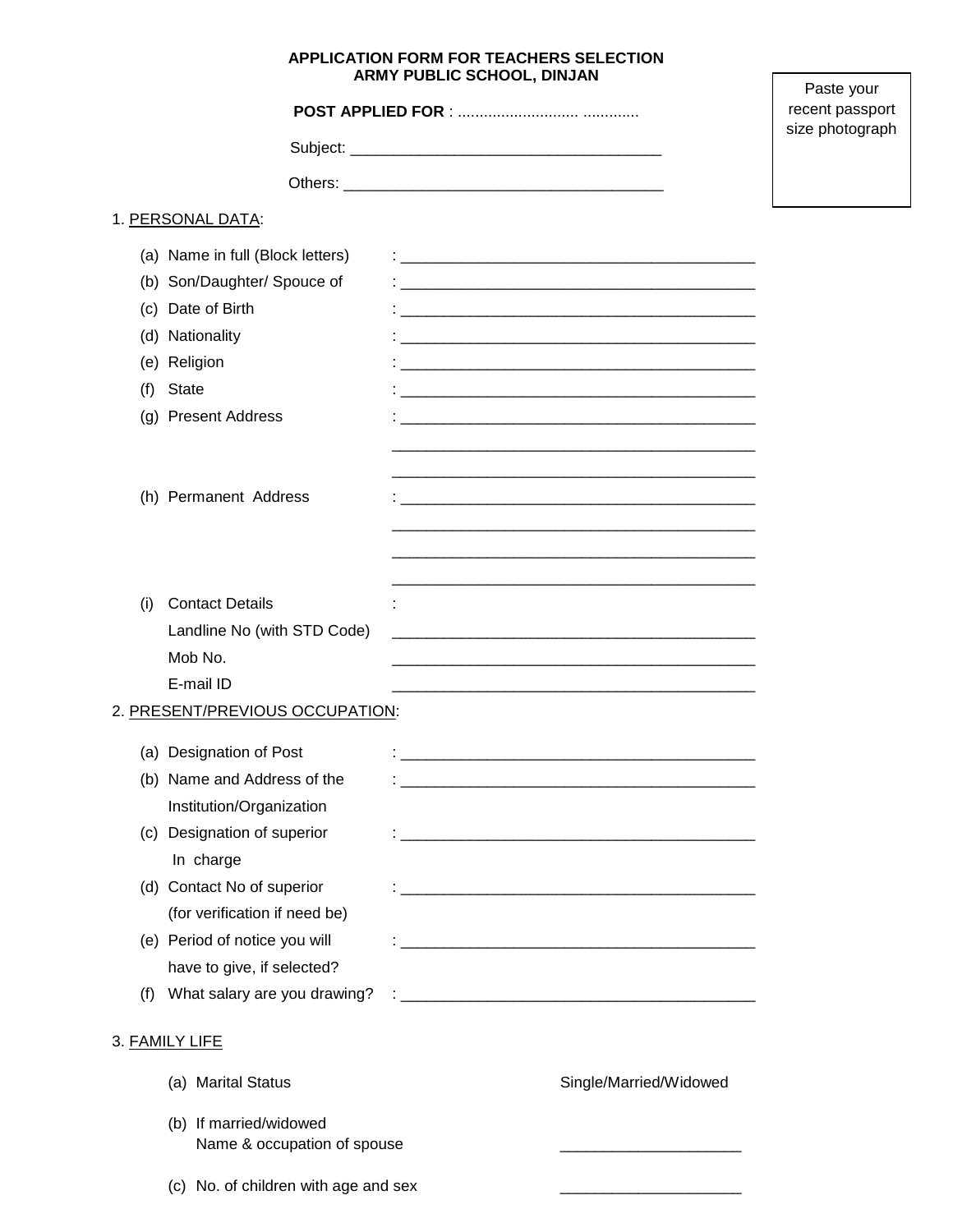**APPLICATION FORM FOR TEACHERS SELECTION**
**ARMY PUBLIC SCHOOL, DINJAN**

Paste your recent passport size photograph

**POST APPLIED FOR** : ........................... .............

Subject: ____________________________________

Others: ______________________________________

1. PERSONAL DATA:

   (a) Name in full (Block letters) : ______________________________

   (b) Son/Daughter/ Spouce of : ______________________________

   (c) Date of Birth : ______________________________

   (d) Nationality : ______________________________

   (e) Religion : ______________________________

   (f) State : ______________________________

   (g) Present Address : ______________________________
   ______________________________
   ______________________________

   (h) Permanent Address : ______________________________
   ______________________________
   ______________________________
   ______________________________

   (i) Contact Details :
   Landline No (with STD Code) ______________________________
   Mob No. ______________________________
   E-mail ID ______________________________

2. PRESENT/PREVIOUS OCCUPATION:

   (a) Designation of Post : ______________________________

   (b) Name and Address of the Institution/Organization : ______________________________

   (c) Designation of superior In charge : ______________________________

   (d) Contact No of superior (for verification if need be) : ______________________________

   (e) Period of notice you will have to give, if selected? : ______________________________

   (f) What salary are you drawing? : ______________________________

3. FAMILY LIFE

   (a) Marital Status Single/Married/Widowed

   (b) If married/widowed
   Name & occupation of spouse ____________________

   (c) No. of children with age and sex ____________________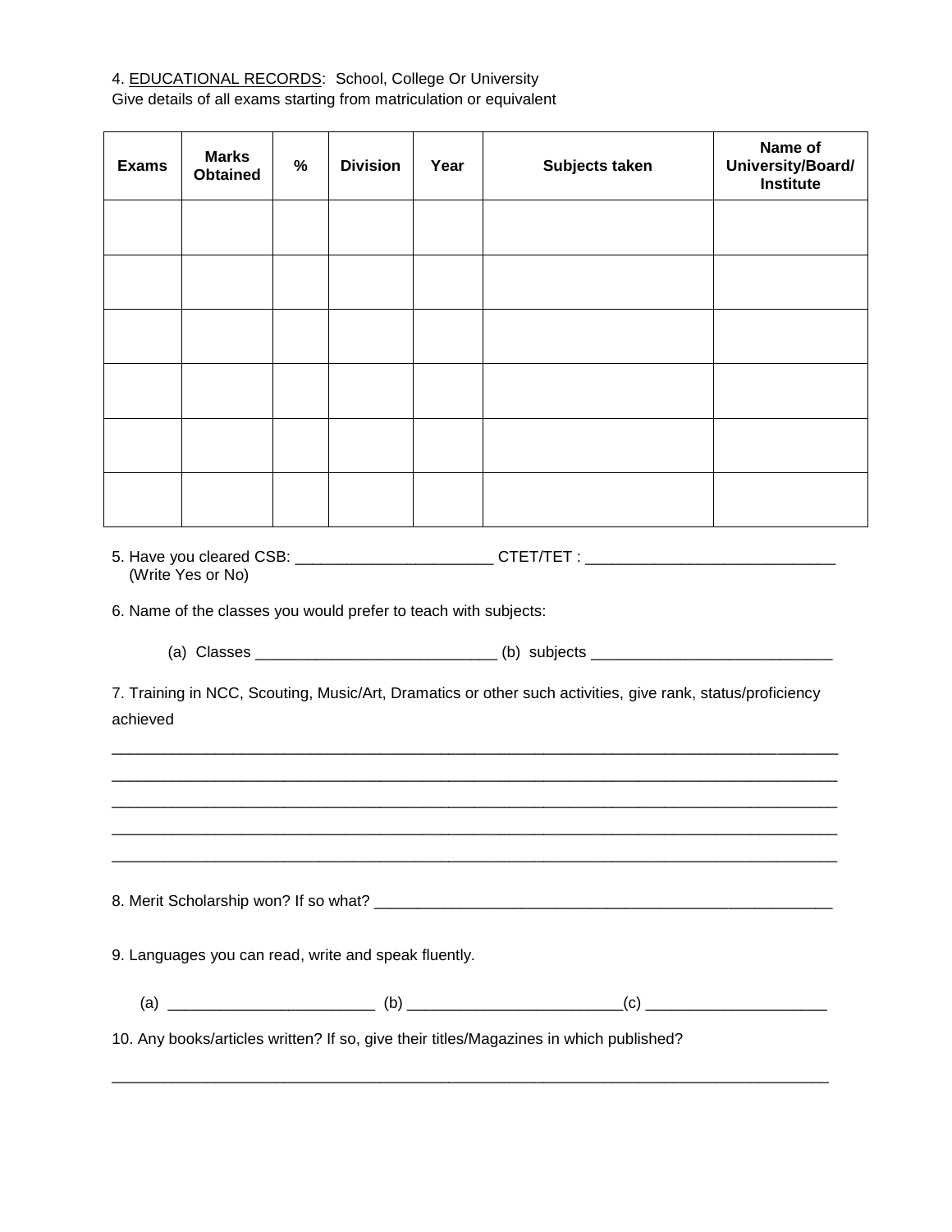4. <u>EDUCATIONAL RECORDS</u>: School, College Or University
Give details of all exams starting from matriculation or equivalent

| Exams | Marks Obtained | % | Division | Year | Subjects taken | Name of University/Board/ Institute |
|---|---|---|---|---|---|---|
| | | | | | | |
| | | | | | | |
| | | | | | | |
| | | | | | | |
| | | | | | | |
| | | | | | | |

5. Have you cleared CSB: _______________________ CTET/TET : ____________________________
(Write Yes or No)

6. Name of the classes you would prefer to teach with subjects:

(a) Classes ____________________________ (b) subjects ____________________________

7. Training in NCC, Scouting, Music/Art, Dramatics or other such activities, give rank, status/proficiency achieved

______________________________________________________________________________________
______________________________________________________________________________________
______________________________________________________________________________________
______________________________________________________________________________________
______________________________________________________________________________________

8. Merit Scholarship won? If so what? _______________________________________________________

9. Languages you can read, write and speak fluently.

(a) ________________________ (b) ________________________(c) ____________________

10. Any books/articles written? If so, give their titles/Magazines in which published?

______________________________________________________________________________________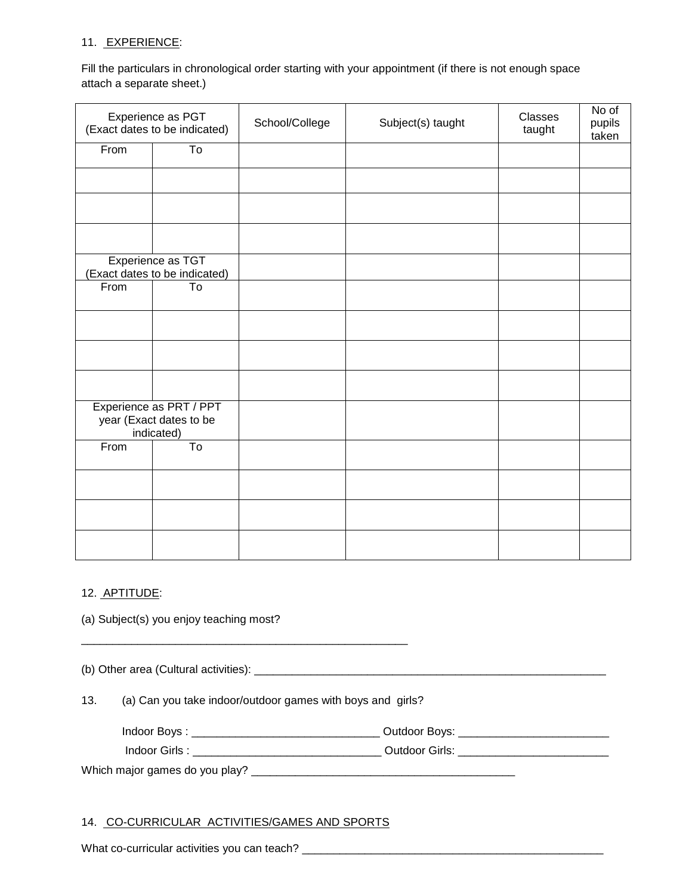11. EXPERIENCE:

Fill the particulars in chronological order starting with your appointment (if there is not enough space attach a separate sheet.)

| Experience as PGT (Exact dates to be indicated) | | School/College | Subject(s) taught | Classes taught | No of pupils taken |
|---|---|---|---|---|---|
| From | To | | | | |
| | | | | | |
| | | | | | |
| | | | | | |
| Experience as TGT (Exact dates to be indicated) | | | | | |
| From | To | | | | |
| | | | | | |
| | | | | | |
| | | | | | |
| Experience as PRT / PPT year (Exact dates to be indicated) | | | | | |
| From | To | | | | |
| | | | | | |
| | | | | | |
| | | | | | |

12. APTITUDE:

(a) Subject(s) you enjoy teaching most?

______________________________________________________

(b) Other area (Cultural activities): __________________________________________________________

13. (a) Can you take indoor/outdoor games with boys and girls?

Indoor Boys : ______________________________ Outdoor Boys: ________________________

Indoor Girls : ______________________________ Outdoor Girls: ________________________

Which major games do you play? __________________________________________

14. CO-CURRICULAR ACTIVITIES/GAMES AND SPORTS

What co-curricular activities you can teach? __________________________________________________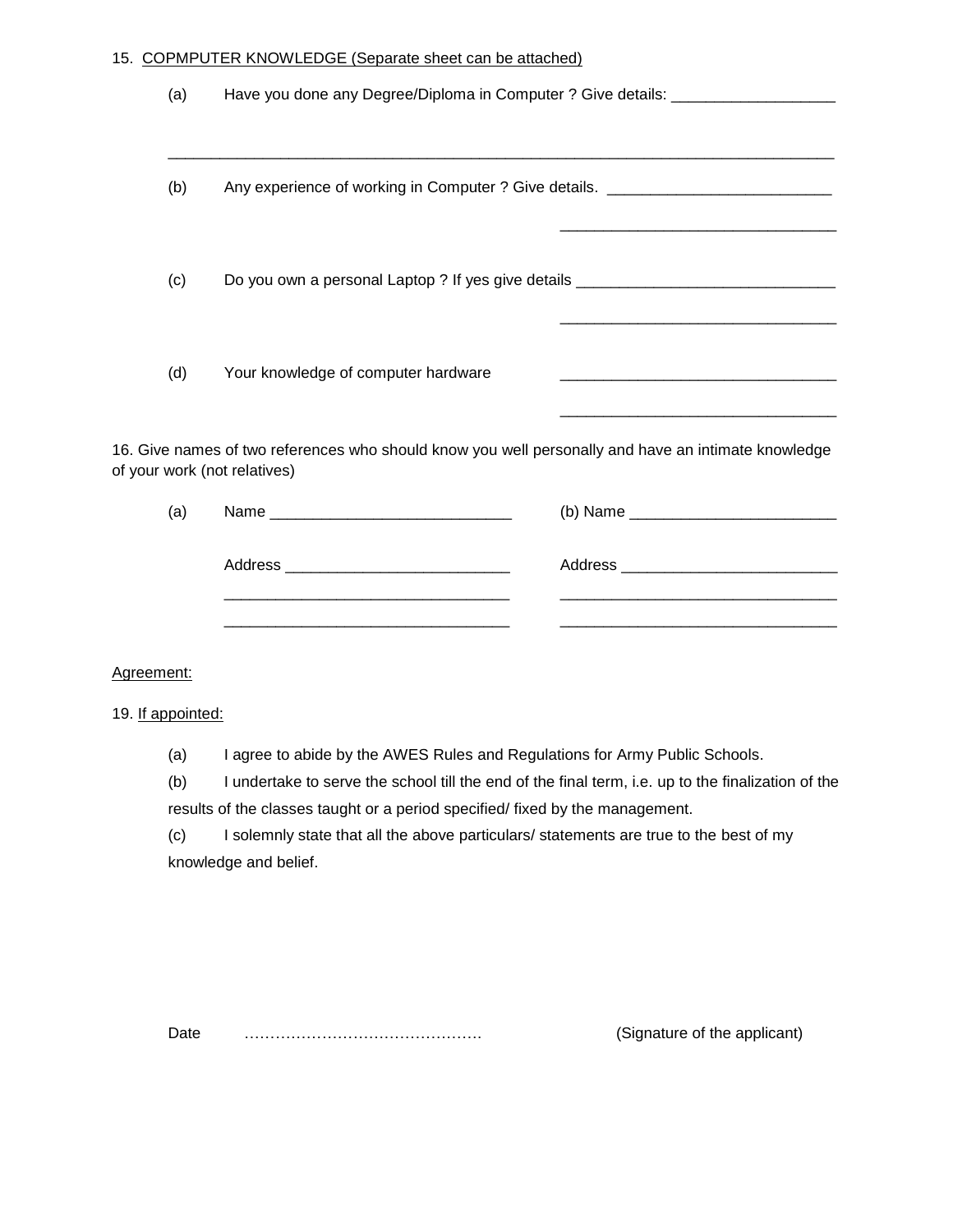15. COPMPUTER KNOWLEDGE (Separate sheet can be attached)

(a) Have you done any Degree/Diploma in Computer ? Give details: ___________________

_________________________________________________________________________________

(b) Any experience of working in Computer ? Give details. __________________________

_________________________________

(c) Do you own a personal Laptop ? If yes give details ______________________________

_________________________________

(d) Your knowledge of computer hardware _________________________________

_________________________________

16. Give names of two references who should know you well personally and have an intimate knowledge of your work (not relatives)

(a) Name ____________________________

Address __________________________

_________________________________

_________________________________

(b) Name ________________________

Address _________________________

_________________________________

_________________________________

Agreement:

19. If appointed:

(a) I agree to abide by the AWES Rules and Regulations for Army Public Schools.

(b) I undertake to serve the school till the end of the final term, i.e. up to the finalization of the results of the classes taught or a period specified/ fixed by the management.

(c) I solemnly state that all the above particulars/ statements are true to the best of my knowledge and belief.

Date ………………………………………

(Signature of the applicant)